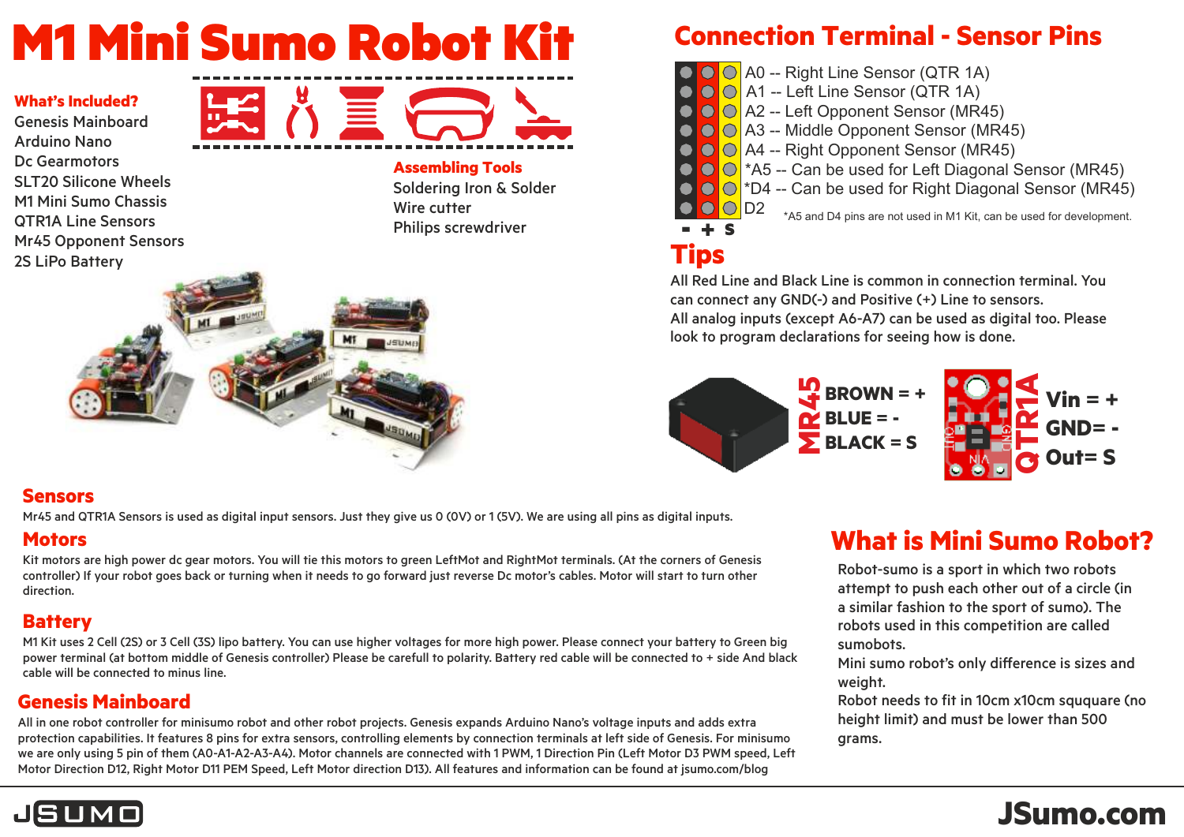# M1 Mini Sumo Robot Kit

**What's Included?**

Genesis Mainboard
Arduino Nano
Dc Gearmotors
SLT20 Silicone Wheels
M1 Mini Sumo Chassis
QTR1A Line Sensors
Mr45 Opponent Sensors
2S LiPo Battery

**Assembling Tools**

Soldering Iron & Solder
Wire cutter
Philips screwdriver

## Connection Terminal - Sensor Pins

- A0 -- Right Line Sensor (QTR 1A)
- A1 -- Left Line Sensor (QTR 1A)
- A2 -- Left Opponent Sensor (MR45)
- A3 -- Middle Opponent Sensor (MR45)
- A4 -- Right Opponent Sensor (MR45)
- *A5 -- Can be used for Left Diagonal Sensor (MR45)
- *D4 -- Can be used for Right Diagonal Sensor (MR45)
- D2

- + S

*A5 and D4 pins are not used in M1 Kit, can be used for development.

## Tips

All Red Line and Black Line is common in connection terminal. You can connect any GND(-) and Positive (+) Line to sensors.
All analog inputs (except A6-A7) can be used as digital too. Please look to program declarations for seeing how is done.

**MR45**
BROWN = +
BLUE = -
BLACK = S

**QTR1A**
Vin = +
GND= -
Out= S

## Sensors

Mr45 and QTR1A Sensors is used as digital input sensors. Just they give us 0 (0V) or 1 (5V). We are using all pins as digital inputs.

## Motors

Kit motors are high power dc gear motors. You will tie this motors to green LeftMot and RightMot terminals. (At the corners of Genesis controller) If your robot goes back or turning when it needs to go forward just reverse Dc motor's cables. Motor will start to turn other direction.

## Battery

M1 Kit uses 2 Cell (2S) or 3 Cell (3S) lipo battery. You can use higher voltages for more high power. Please connect your battery to Green big power terminal (at bottom middle of Genesis controller) Please be carefull to polarity. Battery red cable will be connected to + side And black cable will be connected to minus line.

## Genesis Mainboard

All in one robot controller for minisumo robot and other robot projects. Genesis expands Arduino Nano's voltage inputs and adds extra protection capabilities. It features 8 pins for extra sensors, controlling elements by connection terminals at left side of Genesis. For minisumo we are only using 5 pin of them (A0-A1-A2-A3-A4). Motor channels are connected with 1 PWM, 1 Direction Pin (Left Motor D3 PWM speed, Left Motor Direction D12, Right Motor D11 PEM Speed, Left Motor direction D13). All features and information can be found at jsumo.com/blog

## What is Mini Sumo Robot?

Robot-sumo is a sport in which two robots attempt to push each other out of a circle (in a similar fashion to the sport of sumo). The robots used in this competition are called sumobots.
Mini sumo robot's only difference is sizes and weight.
Robot needs to fit in 10cm x10cm sququare (no height limit) and must be lower than 500 grams.

JSUMO

JSumo.com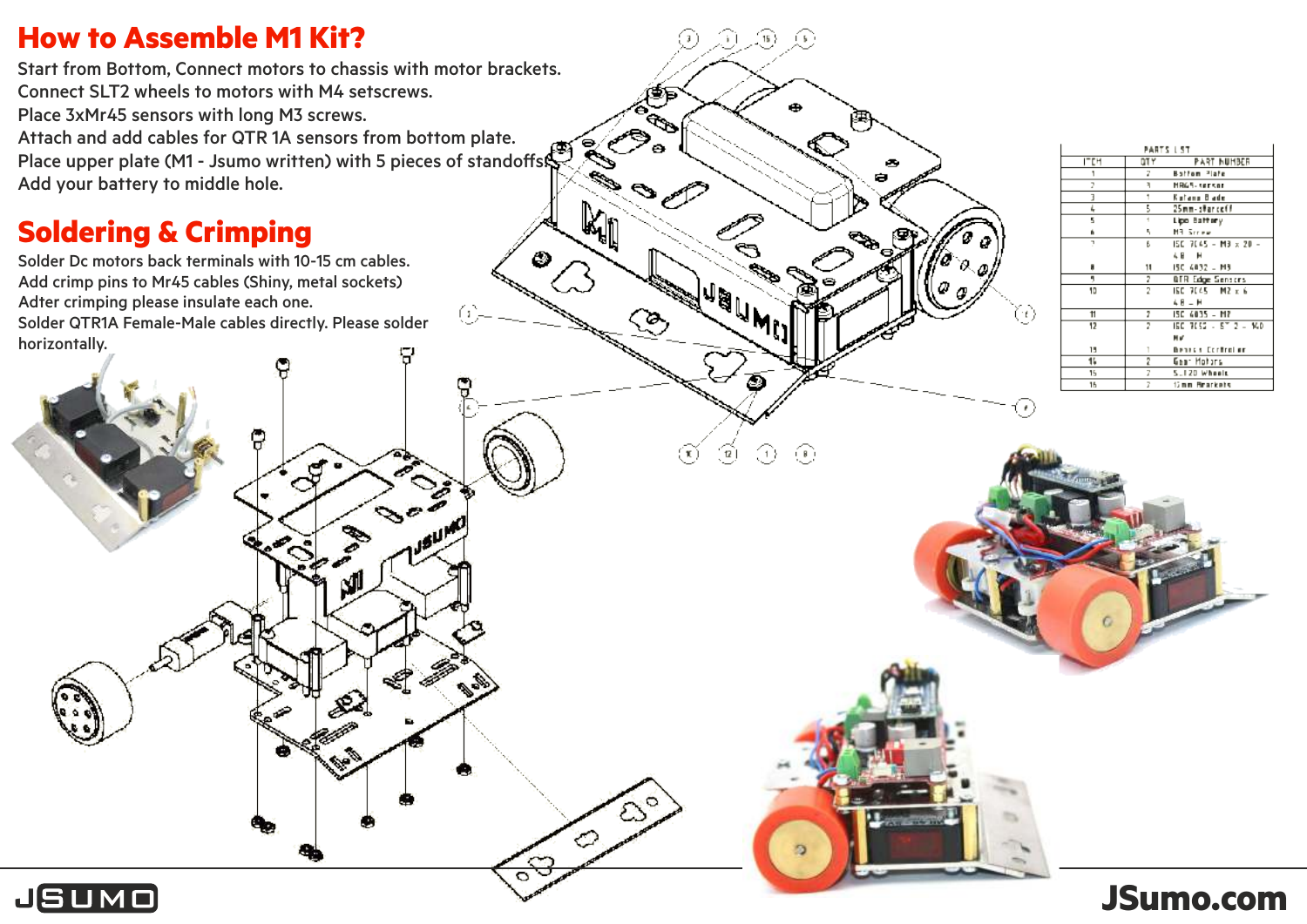# How to Assemble M1 Kit?

Start from Bottom, Connect motors to chassis with motor brackets.
Connect SLT2 wheels to motors with M4 setscrews.
Place 3xMr45 sensors with long M3 screws.
Attach and add cables for QTR 1A sensors from bottom plate.
Place upper plate (M1 - Jsumo written) with 5 pieces of standoffs.
Add your battery to middle hole.

# Soldering & Crimping

Solder Dc motors back terminals with 10-15 cm cables.
Add crimp pins to Mr45 cables (Shiny, metal sockets)
Adter crimping please insulate each one.
Solder QTR1A Female-Male cables directly. Please solder horizontally.

PARTS LIST

| ITEM | QTY | PART NUMBER |
|---|---|---|
| 1 | 2 | Bottom Plate |
| 2 | 3 | MR45-sensor |
| 3 | 1 | Kalama Blade |
| 4 | 5 | 25mm-standoff |
| 5 | 1 | Lipo Battery |
| 6 | 5 | M3 Screw |
| 7 | 6 | ISO 7045 - M3 x 20 - 4.8 - H |
| 8 | 11 | ISO 4032 - M3 |
| 9 | 2 | QTR Edge Sensors |
| 10 | 2 | ISO 7045 M2 x 6 - 4.8 - H |
| 11 | 2 | ISO 4035 - M2 |
| 12 | 2 | ISO 7050 - ST 2 - 14.0 - NW |
| 13 | 1 | Bronze Controller |
| 14 | 2 | Gear Motors |
| 15 | 2 | SLT20 Wheels |
| 16 | 2 | 12mm Brackets |

JSUMO

JSumo.com